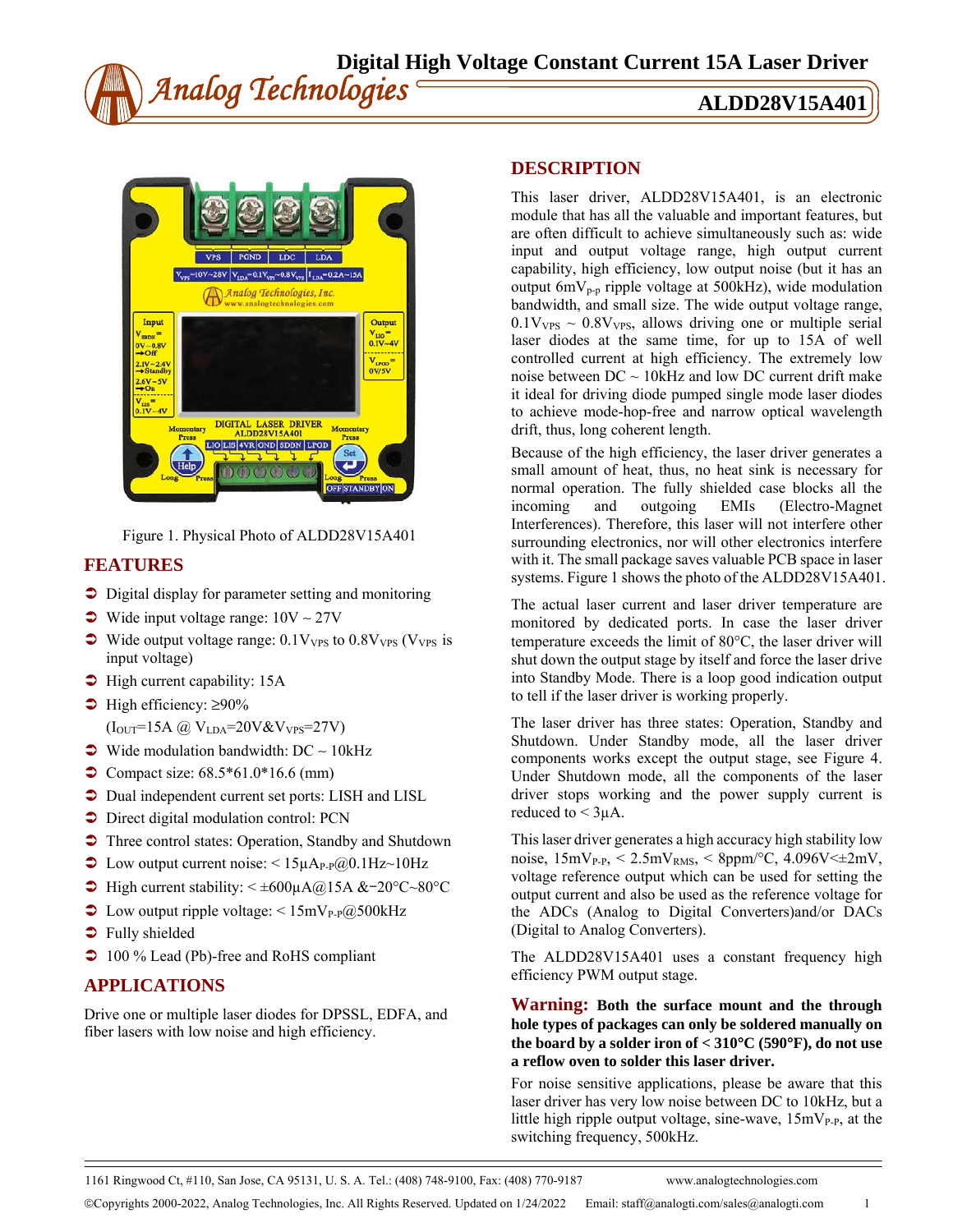# Digital High Voltage Constant Current 15A Laser Driver

## ALDD28V15A401

Figure 1. Physical Photo of ALDD28V15A401

## FEATURES

- Digital display for parameter setting and monitoring
- Wide input voltage range: 10V ~ 27V
- Wide output voltage range: $0.1V_{VPS}$ to $0.8V_{VPS}$ ($V_{VPS}$ is input voltage)
- High current capability: 15A
- High efficiency: ≥90% ($I_{OUT}$=15A @ $V_{LDA}$=20V&$V_{VPS}$=27V)
- Wide modulation bandwidth: DC ~ 10kHz
- Compact size: 68.5*61.0*16.6 (mm)
- Dual independent current set ports: LISH and LISL
- Direct digital modulation control: PCN
- Three control states: Operation, Standby and Shutdown
- Low output current noise: < 15µ$A_{P-P}$@0.1Hz~10Hz
- High current stability: < ±600µA@15A &−20°C~80°C
- Low output ripple voltage: < 15m$V_{P-P}$@500kHz
- Fully shielded
- 100 % Lead (Pb)-free and RoHS compliant

## APPLICATIONS

Drive one or multiple laser diodes for DPSSL, EDFA, and fiber lasers with low noise and high efficiency.

## DESCRIPTION

This laser driver, ALDD28V15A401, is an electronic module that has all the valuable and important features, but are often difficult to achieve simultaneously such as: wide input and output voltage range, high output current capability, high efficiency, low output noise (but it has an output 6m$V_{p-p}$ ripple voltage at 500kHz), wide modulation bandwidth, and small size. The wide output voltage range, $0.1V_{VPS}$ ~ $0.8V_{VPS}$, allows driving one or multiple serial laser diodes at the same time, for up to 15A of well controlled current at high efficiency. The extremely low noise between DC ~ 10kHz and low DC current drift make it ideal for driving diode pumped single mode laser diodes to achieve mode-hop-free and narrow optical wavelength drift, thus, long coherent length.

Because of the high efficiency, the laser driver generates a small amount of heat, thus, no heat sink is necessary for normal operation. The fully shielded case blocks all the incoming and outgoing EMIs (Electro-Magnet Interferences). Therefore, this laser will not interfere other surrounding electronics, nor will other electronics interfere with it. The small package saves valuable PCB space in laser systems. Figure 1 shows the photo of the ALDD28V15A401.

The actual laser current and laser driver temperature are monitored by dedicated ports. In case the laser driver temperature exceeds the limit of 80°C, the laser driver will shut down the output stage by itself and force the laser drive into Standby Mode. There is a loop good indication output to tell if the laser driver is working properly.

The laser driver has three states: Operation, Standby and Shutdown. Under Standby mode, all the laser driver components works except the output stage, see Figure 4. Under Shutdown mode, all the components of the laser driver stops working and the power supply current is reduced to < 3µA.

This laser driver generates a high accuracy high stability low noise, 15m$V_{P-P}$, < 2.5m$V_{RMS}$, < 8ppm/°C, 4.096V<±2mV, voltage reference output which can be used for setting the output current and also be used as the reference voltage for the ADCs (Analog to Digital Converters)and/or DACs (Digital to Analog Converters).

The ALDD28V15A401 uses a constant frequency high efficiency PWM output stage.

**Warning: Both the surface mount and the through hole types of packages can only be soldered manually on the board by a solder iron of < 310°C (590°F), do not use a reflow oven to solder this laser driver.**

For noise sensitive applications, please be aware that this laser driver has very low noise between DC to 10kHz, but a little high ripple output voltage, sine-wave, 15m$V_{P-P}$, at the switching frequency, 500kHz.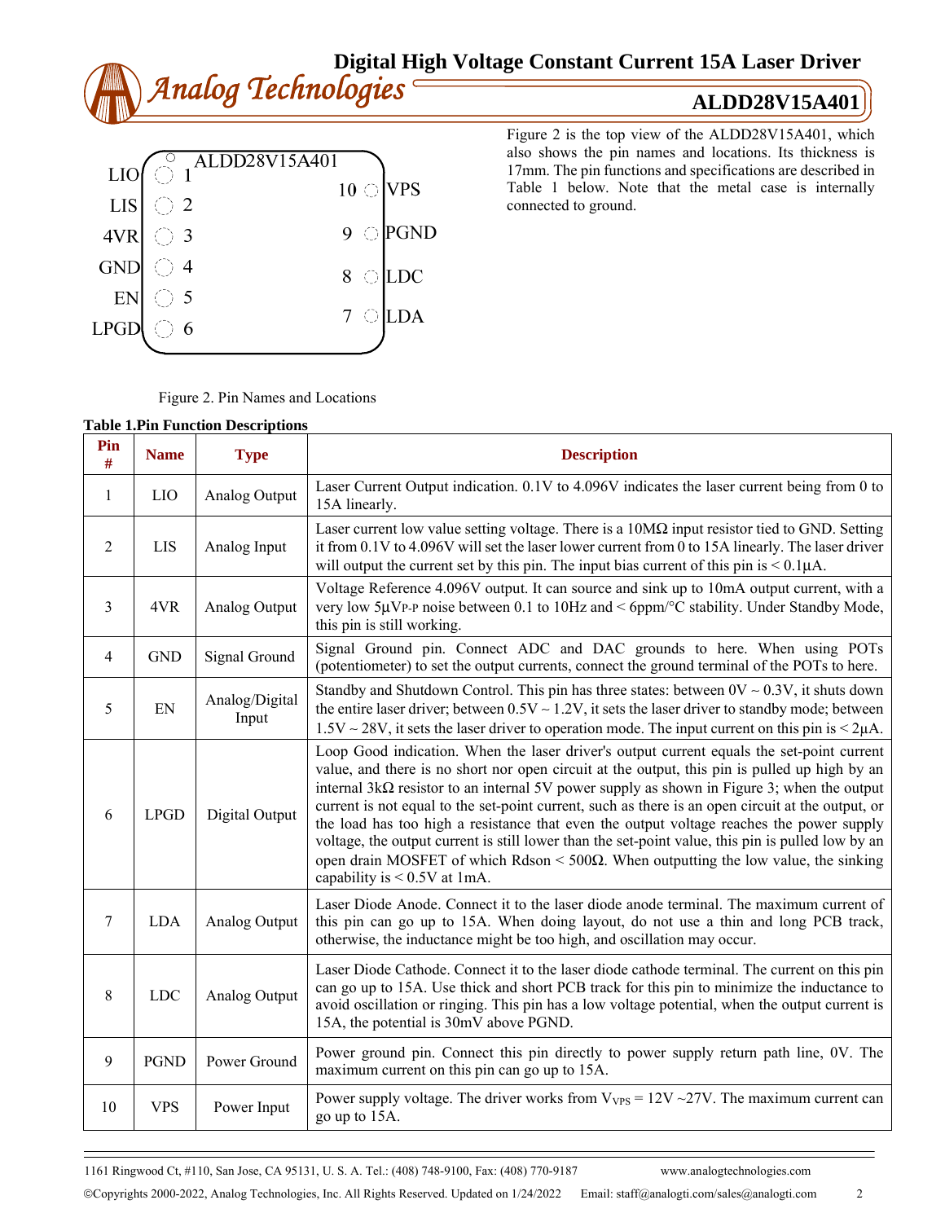Figure 2 is the top view of the ALDD28V15A401, which also shows the pin names and locations. Its thickness is 17mm. The pin functions and specifications are described in Table 1 below. Note that the metal case is internally connected to ground.

Figure 2. Pin Names and Locations

**Table 1.Pin Function Descriptions**

| Pin # | Name | Type | Description |
|---|---|---|---|
| 1 | LIO | Analog Output | Laser Current Output indication. 0.1V to 4.096V indicates the laser current being from 0 to 15A linearly. |
| 2 | LIS | Analog Input | Laser current low value setting voltage. There is a 10MΩ input resistor tied to GND. Setting it from 0.1V to 4.096V will set the laser lower current from 0 to 15A linearly. The laser driver will output the current set by this pin. The input bias current of this pin is < 0.1μA. |
| 3 | 4VR | Analog Output | Voltage Reference 4.096V output. It can source and sink up to 10mA output current, with a very low 5μVP-P noise between 0.1 to 10Hz and < 6ppm/°C stability. Under Standby Mode, this pin is still working. |
| 4 | GND | Signal Ground | Signal Ground pin. Connect ADC and DAC grounds to here. When using POTs (potentiometer) to set the output currents, connect the ground terminal of the POTs to here. |
| 5 | EN | Analog/Digital Input | Standby and Shutdown Control. This pin has three states: between 0V ~ 0.3V, it shuts down the entire laser driver; between 0.5V ~ 1.2V, it sets the laser driver to standby mode; between 1.5V ~ 28V, it sets the laser driver to operation mode. The input current on this pin is < 2μA. |
| 6 | LPGD | Digital Output | Loop Good indication. When the laser driver's output current equals the set-point current value, and there is no short nor open circuit at the output, this pin is pulled up high by an internal 3kΩ resistor to an internal 5V power supply as shown in Figure 3; when the output current is not equal to the set-point current, such as there is an open circuit at the output, or the load has too high a resistance that even the output voltage reaches the power supply voltage, the output current is still lower than the set-point value, this pin is pulled low by an open drain MOSFET of which Rdson < 500Ω. When outputting the low value, the sinking capability is < 0.5V at 1mA. |
| 7 | LDA | Analog Output | Laser Diode Anode. Connect it to the laser diode anode terminal. The maximum current of this pin can go up to 15A. When doing layout, do not use a thin and long PCB track, otherwise, the inductance might be too high, and oscillation may occur. |
| 8 | LDC | Analog Output | Laser Diode Cathode. Connect it to the laser diode cathode terminal. The current on this pin can go up to 15A. Use thick and short PCB track for this pin to minimize the inductance to avoid oscillation or ringing. This pin has a low voltage potential, when the output current is 15A, the potential is 30mV above PGND. |
| 9 | PGND | Power Ground | Power ground pin. Connect this pin directly to power supply return path line, 0V. The maximum current on this pin can go up to 15A. |
| 10 | VPS | Power Input | Power supply voltage. The driver works from $V_{VPS}$ = 12V ~27V. The maximum current can go up to 15A. |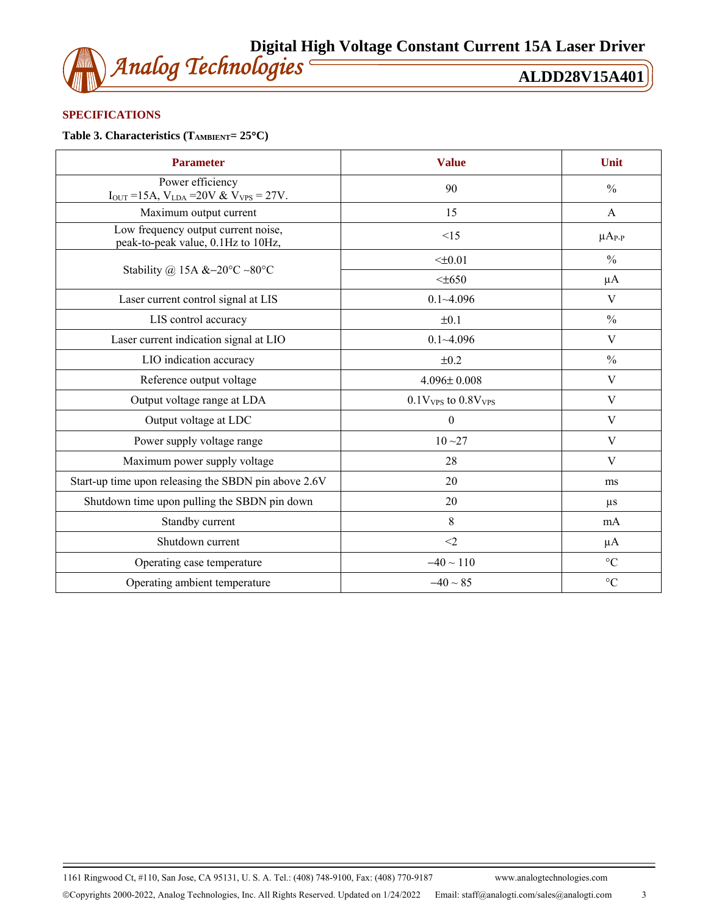## SPECIFICATIONS

**Table 3. Characteristics ($T_{AMBIENT}$= 25°C)**

| Parameter | Value | Unit |
|---|---|---|
| Power efficiency $I_{OUT}$ =15A, $V_{LDA}$ =20V & $V_{VPS}$ = 27V. | 90 | % |
| Maximum output current | 15 | A |
| Low frequency output current noise, peak-to-peak value, 0.1Hz to 10Hz, | <15 | $\mu A_{P-P}$ |
| Stability @ 15A &−20°C ~80°C | <±0.01 | % |
| | <±650 | μA |
| Laser current control signal at LIS | 0.1~4.096 | V |
| LIS control accuracy | ±0.1 | % |
| Laser current indication signal at LIO | 0.1~4.096 | V |
| LIO indication accuracy | ±0.2 | % |
| Reference output voltage | 4.096± 0.008 | V |
| Output voltage range at LDA | $0.1V_{VPS}$ to $0.8V_{VPS}$ | V |
| Output voltage at LDC | 0 | V |
| Power supply voltage range | 10 ~27 | V |
| Maximum power supply voltage | 28 | V |
| Start-up time upon releasing the SBDN pin above 2.6V | 20 | ms |
| Shutdown time upon pulling the SBDN pin down | 20 | μs |
| Standby current | 8 | mA |
| Shutdown current | <2 | μA |
| Operating case temperature | −40 ~ 110 | °C |
| Operating ambient temperature | −40 ~ 85 | °C |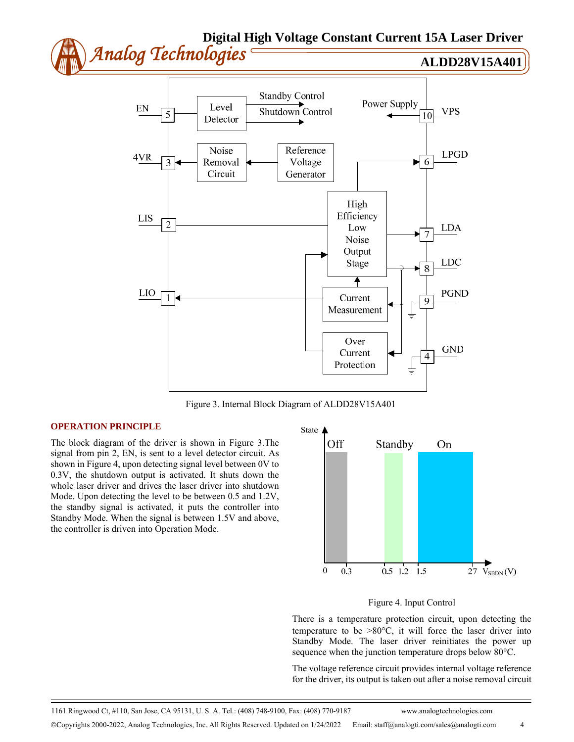EN
5
Level Detector
Standby Control
Shutdown Control
Power Supply
10
VPS
4VR
3
Noise Removal Circuit
Reference Voltage Generator
6
LPGD
High Efficiency Low Noise Output Stage
LIS
2
7
LDA
8
LDC
LIO
1
Current Measurement
9
PGND
Over Current Protection
4
GND

Figure 3. Internal Block Diagram of ALDD28V15A401

## OPERATION PRINCIPLE

The block diagram of the driver is shown in Figure 3.The signal from pin 2, EN, is sent to a level detector circuit. As shown in Figure 4, upon detecting signal level between 0V to 0.3V, the shutdown output is activated. It shuts down the whole laser driver and drives the laser driver into shutdown Mode. Upon detecting the level to be between 0.5 and 1.2V, the standby signal is activated, it puts the controller into Standby Mode. When the signal is between 1.5V and above, the controller is driven into Operation Mode.

State
Off
Standby
On
0
0.3
0.5
1.2
1.5
27
$V_{SBDN}$ (V)

Figure 4. Input Control

There is a temperature protection circuit, upon detecting the temperature to be >80°C, it will force the laser driver into Standby Mode. The laser driver reinitiates the power up sequence when the junction temperature drops below 80°C.

The voltage reference circuit provides internal voltage reference for the driver, its output is taken out after a noise removal circuit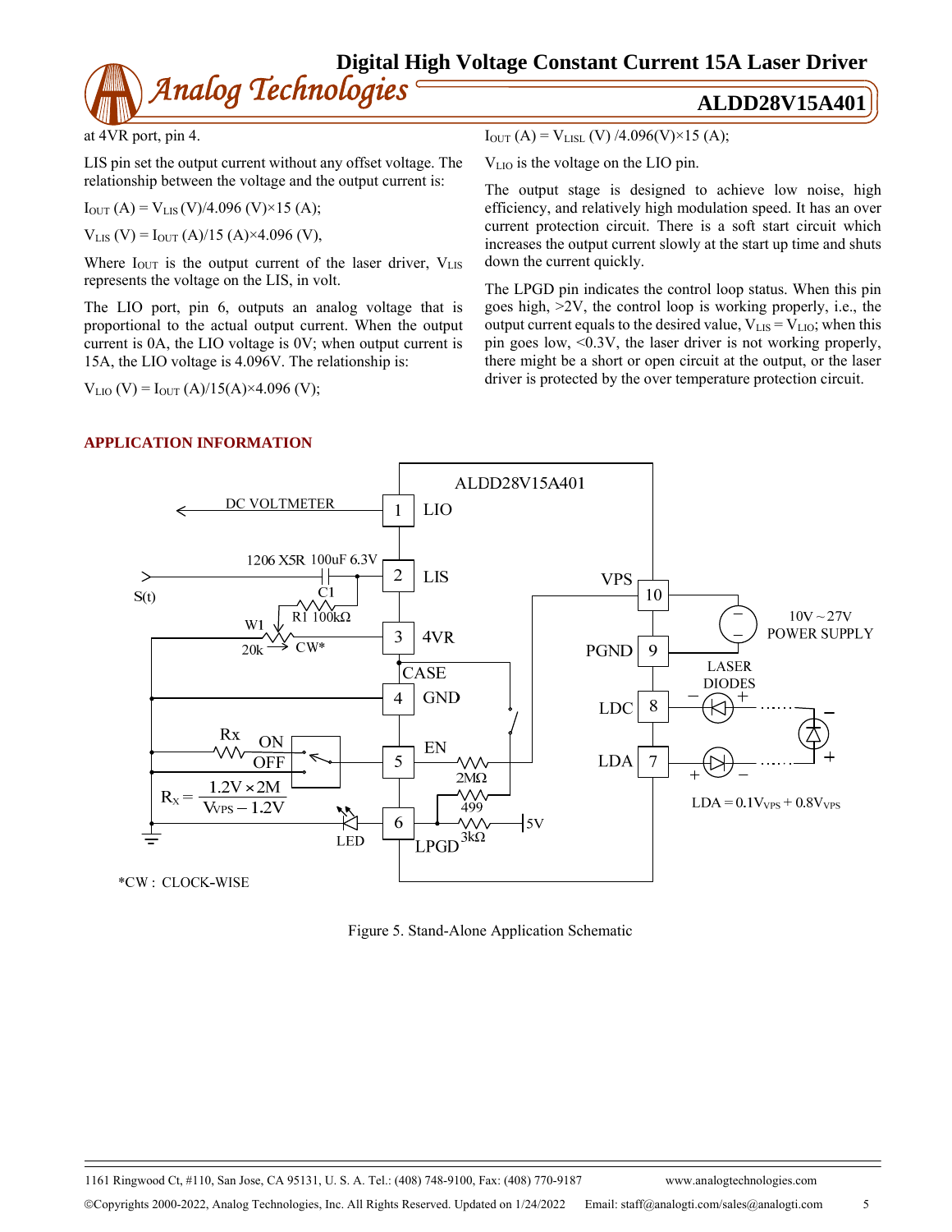at 4VR port, pin 4.

LIS pin set the output current without any offset voltage. The relationship between the voltage and the output current is:

$I_{OUT}$ (A) = $V_{LIS}$ (V)/4.096 (V)×15 (A);

$V_{LIS}$ (V) = $I_{OUT}$ (A)/15 (A)×4.096 (V),

Where $I_{OUT}$ is the output current of the laser driver, $V_{LIS}$ represents the voltage on the LIS, in volt.

The LIO port, pin 6, outputs an analog voltage that is proportional to the actual output current. When the output current is 0A, the LIO voltage is 0V; when output current is 15A, the LIO voltage is 4.096V. The relationship is:

$V_{LIO}$ (V) = $I_{OUT}$ (A)/15(A)×4.096 (V);

$I_{OUT}$ (A) = $V_{LISL}$ (V) /4.096(V)×15 (A);

$V_{LIO}$ is the voltage on the LIO pin.

The output stage is designed to achieve low noise, high efficiency, and relatively high modulation speed. It has an over current protection circuit. There is a soft start circuit which increases the output current slowly at the start up time and shuts down the current quickly.

The LPGD pin indicates the control loop status. When this pin goes high, >2V, the control loop is working properly, i.e., the output current equals to the desired value, $V_{LIS}$ = $V_{LIO}$; when this pin goes low, <0.3V, the laser driver is not working properly, there might be a short or open circuit at the output, or the laser driver is protected by the over temperature protection circuit.

## APPLICATION INFORMATION

ALDD28V15A401

DC VOLTMETER
1 LIO
1206 X5R 100uF 6.3V
C1
2 LIS
S(t)
R1 100kΩ
W1
20k
CW*
3 4VR
CASE
4 GND
Rx
ON
OFF
5 EN
2MΩ
$R_X = \frac{1.2V \times 2M}{V_{VPS} - 1.2V}$
499
LED
6 LPGD
3kΩ
5V
VPS 10
PGND 9
10V ~ 27V POWER SUPPLY
LASER DIODES
LDC 8
LDA 7
$LDA = 0.1V_{VPS} + 0.8V_{VPS}$

*CW : CLOCK-WISE

Figure 5. Stand-Alone Application Schematic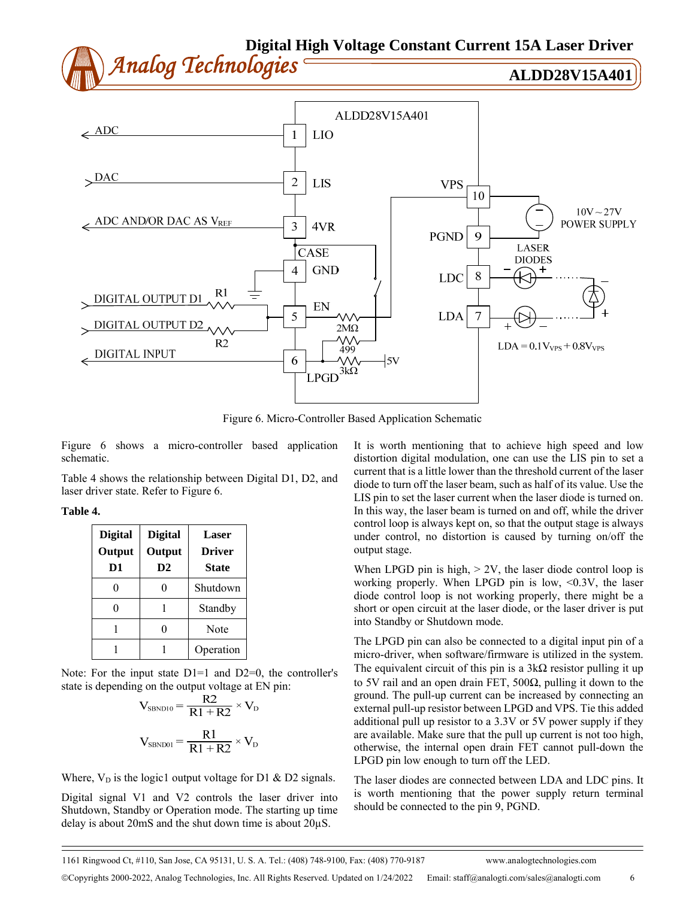Figure 6. Micro-Controller Based Application Schematic

Figure 6 shows a micro-controller based application schematic.

Table 4 shows the relationship between Digital D1, D2, and laser driver state. Refer to Figure 6.

**Table 4.**

| Digital Output D1 | Digital Output D2 | Laser Driver State |
|---|---|---|
| 0 | 0 | Shutdown |
| 0 | 1 | Standby |
| 1 | 0 | Note |
| 1 | 1 | Operation |

Note: For the input state D1=1 and D2=0, the controller's state is depending on the output voltage at EN pin:

$$V_{SBND10} = \frac{R2}{R1 + R2} \times V_D$$

$$V_{SBND01} = \frac{R1}{R1 + R2} \times V_D$$

Where, $V_D$ is the logic1 output voltage for D1 & D2 signals.

Digital signal V1 and V2 controls the laser driver into Shutdown, Standby or Operation mode. The starting up time delay is about 20mS and the shut down time is about 20µS.

It is worth mentioning that to achieve high speed and low distortion digital modulation, one can use the LIS pin to set a current that is a little lower than the threshold current of the laser diode to turn off the laser beam, such as half of its value. Use the LIS pin to set the laser current when the laser diode is turned on. In this way, the laser beam is turned on and off, while the driver control loop is always kept on, so that the output stage is always under control, no distortion is caused by turning on/off the output stage.

When LPGD pin is high, > 2V, the laser diode control loop is working properly. When LPGD pin is low, <0.3V, the laser diode control loop is not working properly, there might be a short or open circuit at the laser diode, or the laser driver is put into Standby or Shutdown mode.

The LPGD pin can also be connected to a digital input pin of a micro-driver, when software/firmware is utilized in the system. The equivalent circuit of this pin is a 3kΩ resistor pulling it up to 5V rail and an open drain FET, 500Ω, pulling it down to the ground. The pull-up current can be increased by connecting an external pull-up resistor between LPGD and VPS. Tie this added additional pull up resistor to a 3.3V or 5V power supply if they are available. Make sure that the pull up current is not too high, otherwise, the internal open drain FET cannot pull-down the LPGD pin low enough to turn off the LED.

The laser diodes are connected between LDA and LDC pins. It is worth mentioning that the power supply return terminal should be connected to the pin 9, PGND.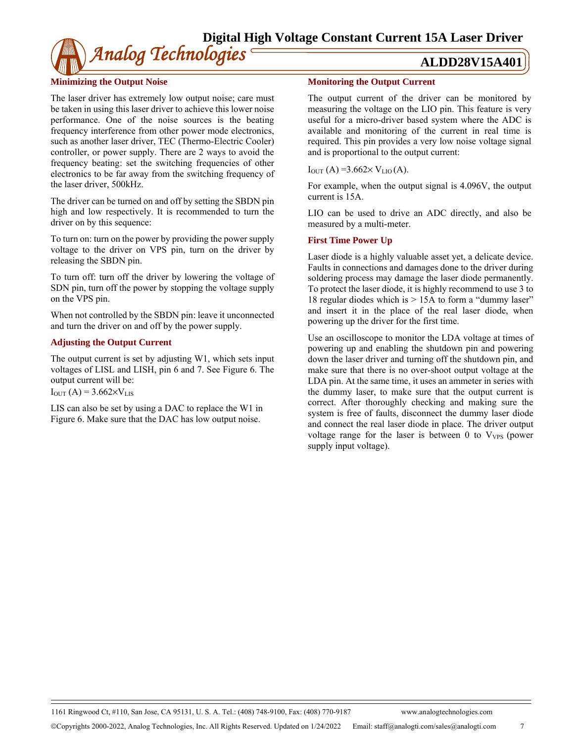### Minimizing the Output Noise

The laser driver has extremely low output noise; care must be taken in using this laser driver to achieve this lower noise performance. One of the noise sources is the beating frequency interference from other power mode electronics, such as another laser driver, TEC (Thermo-Electric Cooler) controller, or power supply. There are 2 ways to avoid the frequency beating: set the switching frequencies of other electronics to be far away from the switching frequency of the laser driver, 500kHz.

The driver can be turned on and off by setting the SBDN pin high and low respectively. It is recommended to turn the driver on by this sequence:

To turn on: turn on the power by providing the power supply voltage to the driver on VPS pin, turn on the driver by releasing the SBDN pin.

To turn off: turn off the driver by lowering the voltage of SDN pin, turn off the power by stopping the voltage supply on the VPS pin.

When not controlled by the SBDN pin: leave it unconnected and turn the driver on and off by the power supply.

### Adjusting the Output Current

The output current is set by adjusting W1, which sets input voltages of LISL and LISH, pin 6 and 7. See Figure 6. The output current will be:

$I_{OUT}$ (A) = $3.662 \times V_{LIS}$

LIS can also be set by using a DAC to replace the W1 in Figure 6. Make sure that the DAC has low output noise.

### Monitoring the Output Current

The output current of the driver can be monitored by measuring the voltage on the LIO pin. This feature is very useful for a micro-driver based system where the ADC is available and monitoring of the current in real time is required. This pin provides a very low noise voltage signal and is proportional to the output current:

$I_{OUT}$ (A) =$3.662 \times V_{LIO}$ (A).

For example, when the output signal is 4.096V, the output current is 15A.

LIO can be used to drive an ADC directly, and also be measured by a multi-meter.

### First Time Power Up

Laser diode is a highly valuable asset yet, a delicate device. Faults in connections and damages done to the driver during soldering process may damage the laser diode permanently. To protect the laser diode, it is highly recommend to use 3 to 18 regular diodes which is > 15A to form a "dummy laser" and insert it in the place of the real laser diode, when powering up the driver for the first time.

Use an oscilloscope to monitor the LDA voltage at times of powering up and enabling the shutdown pin and powering down the laser driver and turning off the shutdown pin, and make sure that there is no over-shoot output voltage at the LDA pin. At the same time, it uses an ammeter in series with the dummy laser, to make sure that the output current is correct. After thoroughly checking and making sure the system is free of faults, disconnect the dummy laser diode and connect the real laser diode in place. The driver output voltage range for the laser is between 0 to $V_{VPS}$ (power supply input voltage).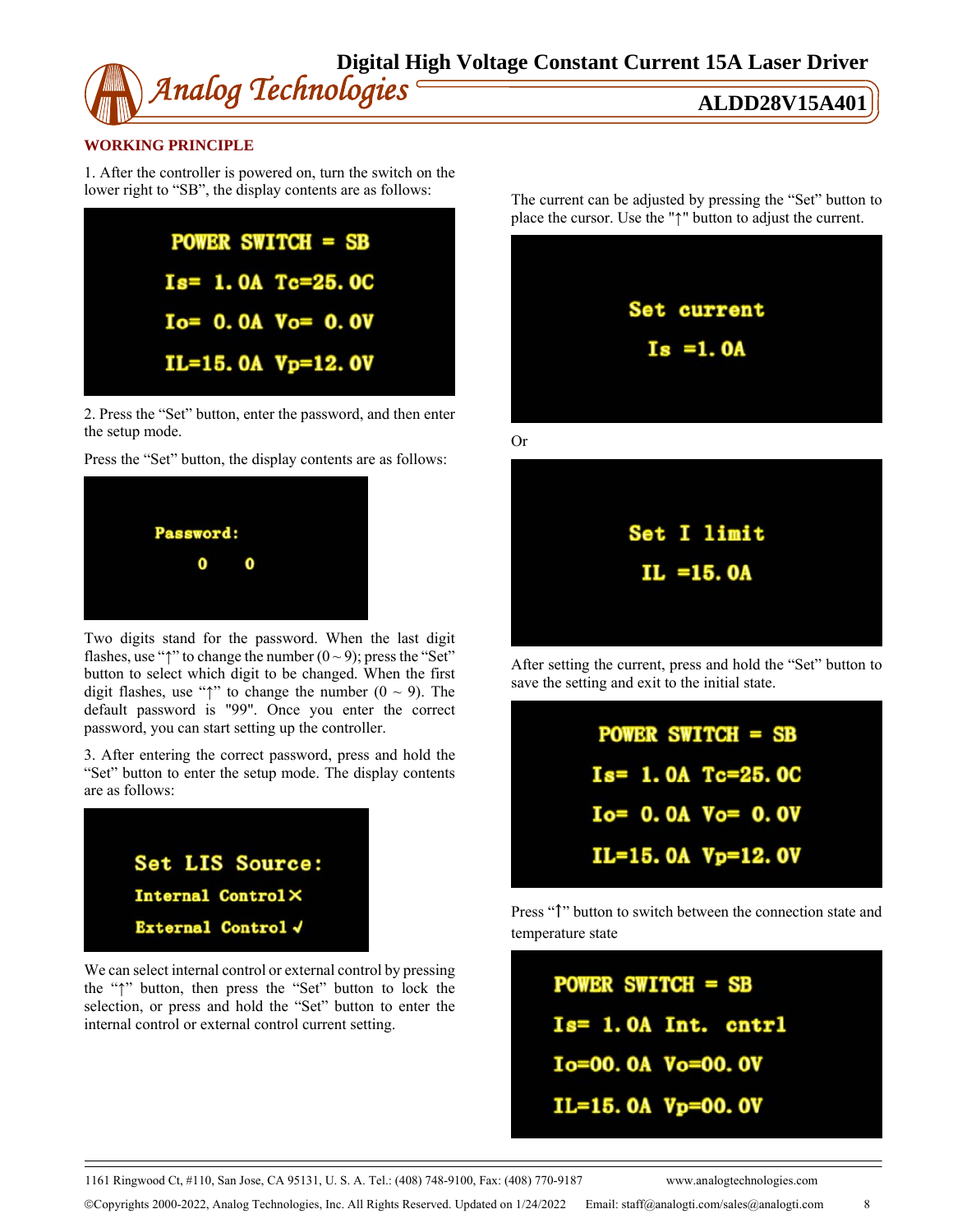## WORKING PRINCIPLE

1. After the controller is powered on, turn the switch on the lower right to "SB", the display contents are as follows:

POWER SWITCH = SB
Is= 1.0A Tc=25.0C
Io= 0.0A Vo= 0.0V
IL=15.0A Vp=12.0V

2. Press the "Set" button, enter the password, and then enter the setup mode.

Press the "Set" button, the display contents are as follows:

Password:
0 0

Two digits stand for the password. When the last digit flashes, use "↑" to change the number (0 ~ 9); press the "Set" button to select which digit to be changed. When the first digit flashes, use "↑" to change the number (0 ~ 9). The default password is "99". Once you enter the correct password, you can start setting up the controller.

3. After entering the correct password, press and hold the "Set" button to enter the setup mode. The display contents are as follows:

Set LIS Source:
Internal Control ✕
External Control ✓

We can select internal control or external control by pressing the "↑" button, then press the "Set" button to lock the selection, or press and hold the "Set" button to enter the internal control or external control current setting.

The current can be adjusted by pressing the "Set" button to place the cursor. Use the "↑" button to adjust the current.

Set current
Is =1.0A

Or

Set I limit
IL =15.0A

After setting the current, press and hold the "Set" button to save the setting and exit to the initial state.

POWER SWITCH = SB
Is= 1.0A Tc=25.0C
Io= 0.0A Vo= 0.0V
IL=15.0A Vp=12.0V

Press "↑" button to switch between the connection state and temperature state

POWER SWITCH = SB
Is= 1.0A Int. cntrl
Io=00.0A Vo=00.0V
IL=15.0A Vp=00.0V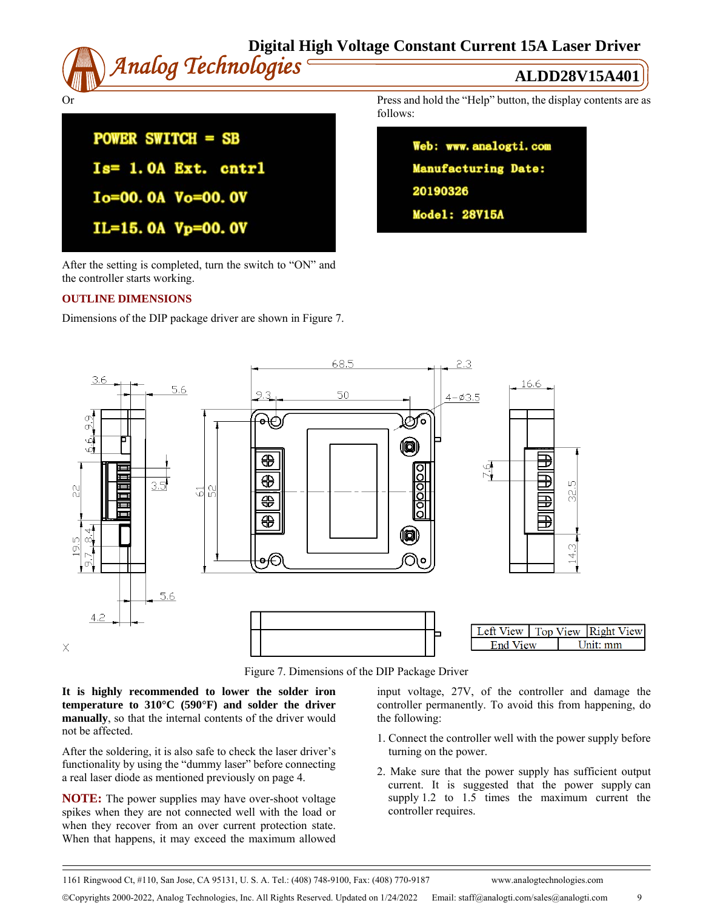Or

```
POWER SWITCH = SB
Is= 1.0A Ext. cntrl
Io=00.0A Vo=00.0V
IL=15.0A Vp=00.0V
```

After the setting is completed, turn the switch to "ON" and the controller starts working.

Press and hold the "Help" button, the display contents are as follows:

```
Web: www.analogti.com
Manufacturing Date:
20190326
Model: 28V15A
```

## OUTLINE DIMENSIONS

Dimensions of the DIP package driver are shown in Figure 7.

68.5
2.3
3.6
5.6
9.3
50
4-ø3.5
16.6
9.9
6.6
22
3.5
61
52
7.6
32.5
19.5
8.4
9.7
14.3
5.6
4.2

| Left View | Top View | Right View |
|---|---|---|
| End View | Unit: mm | |

X

Figure 7. Dimensions of the DIP Package Driver

**It is highly recommended to lower the solder iron temperature to 310°C (590°F) and solder the driver manually**, so that the internal contents of the driver would not be affected.

After the soldering, it is also safe to check the laser driver's functionality by using the "dummy laser" before connecting a real laser diode as mentioned previously on page 4.

**NOTE:** The power supplies may have over-shoot voltage spikes when they are not connected well with the load or when they recover from an over current protection state. When that happens, it may exceed the maximum allowed input voltage, 27V, of the controller and damage the controller permanently. To avoid this from happening, do the following:

1. Connect the controller well with the power supply before turning on the power.
2. Make sure that the power supply has sufficient output current. It is suggested that the power supply can supply 1.2 to 1.5 times the maximum current the controller requires.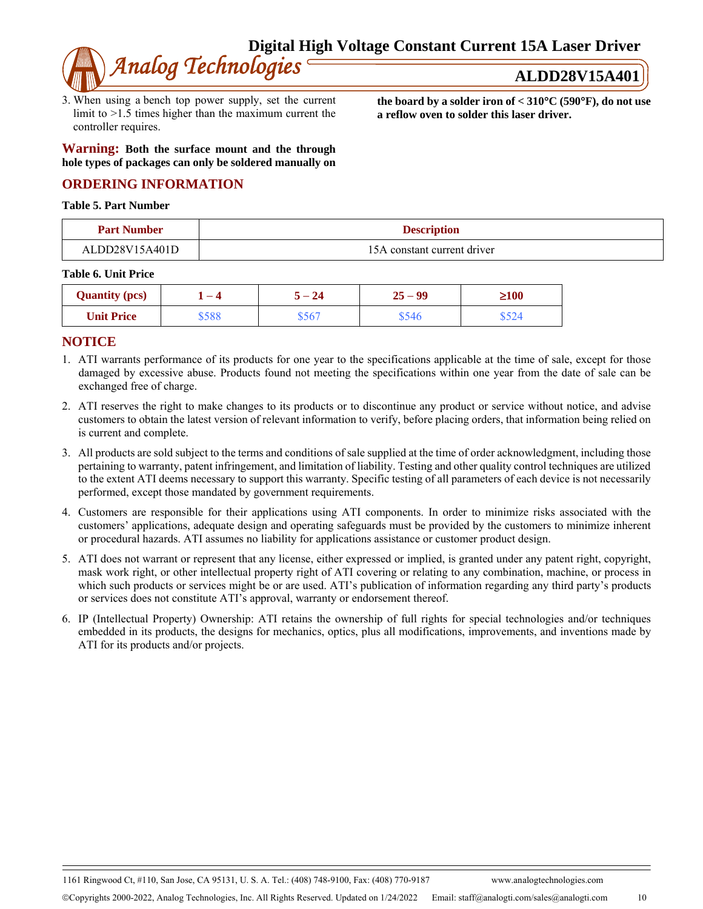3. When using a bench top power supply, set the current limit to >1.5 times higher than the maximum current the controller requires.

**Warning: Both the surface mount and the through hole types of packages can only be soldered manually on the board by a solder iron of < 310°C (590°F), do not use a reflow oven to solder this laser driver.**

## ORDERING INFORMATION

**Table 5. Part Number**

| Part Number | Description |
|---|---|
| ALDD28V15A401D | 15A constant current driver |

**Table 6. Unit Price**

| Quantity (pcs) | 1 – 4 | 5 – 24 | 25 – 99 | ≥100 |
|---|---|---|---|---|
| Unit Price | $588 | $567 | $546 | $524 |

## NOTICE

1. ATI warrants performance of its products for one year to the specifications applicable at the time of sale, except for those damaged by excessive abuse. Products found not meeting the specifications within one year from the date of sale can be exchanged free of charge.

2. ATI reserves the right to make changes to its products or to discontinue any product or service without notice, and advise customers to obtain the latest version of relevant information to verify, before placing orders, that information being relied on is current and complete.

3. All products are sold subject to the terms and conditions of sale supplied at the time of order acknowledgment, including those pertaining to warranty, patent infringement, and limitation of liability. Testing and other quality control techniques are utilized to the extent ATI deems necessary to support this warranty. Specific testing of all parameters of each device is not necessarily performed, except those mandated by government requirements.

4. Customers are responsible for their applications using ATI components. In order to minimize risks associated with the customers' applications, adequate design and operating safeguards must be provided by the customers to minimize inherent or procedural hazards. ATI assumes no liability for applications assistance or customer product design.

5. ATI does not warrant or represent that any license, either expressed or implied, is granted under any patent right, copyright, mask work right, or other intellectual property right of ATI covering or relating to any combination, machine, or process in which such products or services might be or are used. ATI's publication of information regarding any third party's products or services does not constitute ATI's approval, warranty or endorsement thereof.

6. IP (Intellectual Property) Ownership: ATI retains the ownership of full rights for special technologies and/or techniques embedded in its products, the designs for mechanics, optics, plus all modifications, improvements, and inventions made by ATI for its products and/or projects.